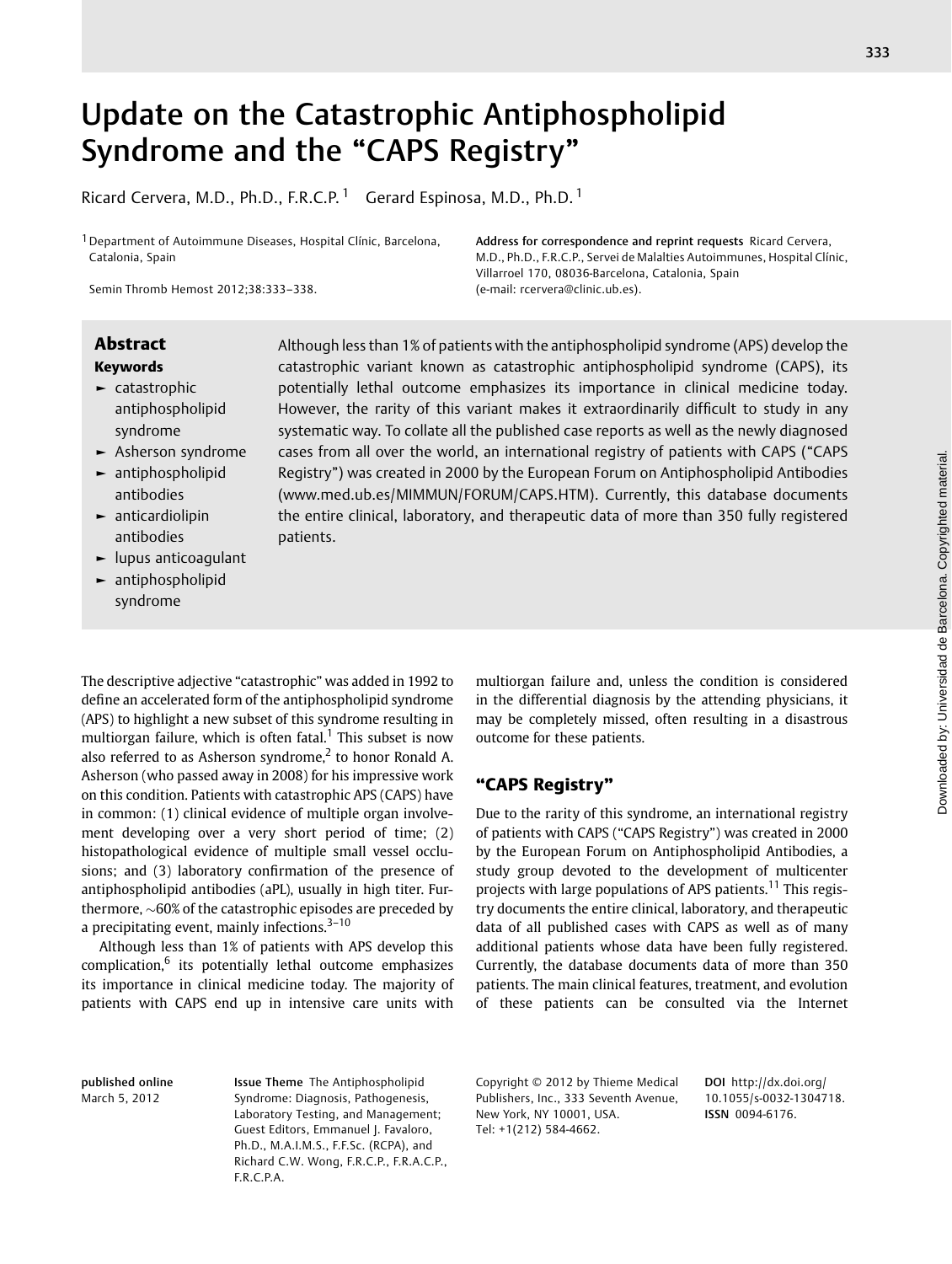# Update on the Catastrophic Antiphospholipid Syndrome and the "CAPS Registry"

Ricard Cervera, M.D., Ph.D., F.R.C.P.[1] Gerard Espinosa, M.D., Ph.D.[1]

[1] Department of Autoimmune Diseases, Hospital Clínic, Barcelona, Catalonia, Spain

Semin Thromb Hemost 2012;38:333–338.

**Address for correspondence and reprint requests** Ricard Cervera, M.D., Ph.D., F.R.C.P., Servei de Malalties Autoimmunes, Hospital Clínic, Villarroel 170, 08036-Barcelona, Catalonia, Spain (e-mail: rcervera@clinic.ub.es).

## Abstract

Although less than 1% of patients with the antiphospholipid syndrome (APS) develop the catastrophic variant known as catastrophic antiphospholipid syndrome (CAPS), its potentially lethal outcome emphasizes its importance in clinical medicine today. However, the rarity of this variant makes it extraordinarily difficult to study in any systematic way. To collate all the published case reports as well as the newly diagnosed cases from all over the world, an international registry of patients with CAPS ("CAPS Registry") was created in 2000 by the European Forum on Antiphospholipid Antibodies (www.med.ub.es/MIMMUN/FORUM/CAPS.HTM). Currently, this database documents the entire clinical, laboratory, and therapeutic data of more than 350 fully registered patients.

**Keywords**

- catastrophic antiphospholipid syndrome
- Asherson syndrome
- antiphospholipid antibodies
- anticardiolipin antibodies
- lupus anticoagulant
- antiphospholipid syndrome

The descriptive adjective "catastrophic" was added in 1992 to define an accelerated form of the antiphospholipid syndrome (APS) to highlight a new subset of this syndrome resulting in multiorgan failure, which is often fatal.[1] This subset is now also referred to as Asherson syndrome,[2] to honor Ronald A. Asherson (who passed away in 2008) for his impressive work on this condition. Patients with catastrophic APS (CAPS) have in common: (1) clinical evidence of multiple organ involvement developing over a very short period of time; (2) histopathological evidence of multiple small vessel occlusions; and (3) laboratory confirmation of the presence of antiphospholipid antibodies (aPL), usually in high titer. Furthermore, ~60% of the catastrophic episodes are preceded by a precipitating event, mainly infections.[3–10]

Although less than 1% of patients with APS develop this complication,[6] its potentially lethal outcome emphasizes its importance in clinical medicine today. The majority of patients with CAPS end up in intensive care units with multiorgan failure and, unless the condition is considered in the differential diagnosis by the attending physicians, it may be completely missed, often resulting in a disastrous outcome for these patients.

## "CAPS Registry"

Due to the rarity of this syndrome, an international registry of patients with CAPS ("CAPS Registry") was created in 2000 by the European Forum on Antiphospholipid Antibodies, a study group devoted to the development of multicenter projects with large populations of APS patients.[11] This registry documents the entire clinical, laboratory, and therapeutic data of all published cases with CAPS as well as of many additional patients whose data have been fully registered. Currently, the database documents data of more than 350 patients. The main clinical features, treatment, and evolution of these patients can be consulted via the Internet

published online March 5, 2012

Issue Theme The Antiphospholipid Syndrome: Diagnosis, Pathogenesis, Laboratory Testing, and Management; Guest Editors, Emmanuel J. Favaloro, Ph.D., M.A.I.M.S., F.F.Sc. (RCPA), and Richard C.W. Wong, F.R.C.P., F.R.A.C.P., F.R.C.P.A.

Copyright © 2012 by Thieme Medical Publishers, Inc., 333 Seventh Avenue, New York, NY 10001, USA. Tel: +1(212) 584-4662.

DOI http://dx.doi.org/10.1055/s-0032-1304718. ISSN 0094-6176.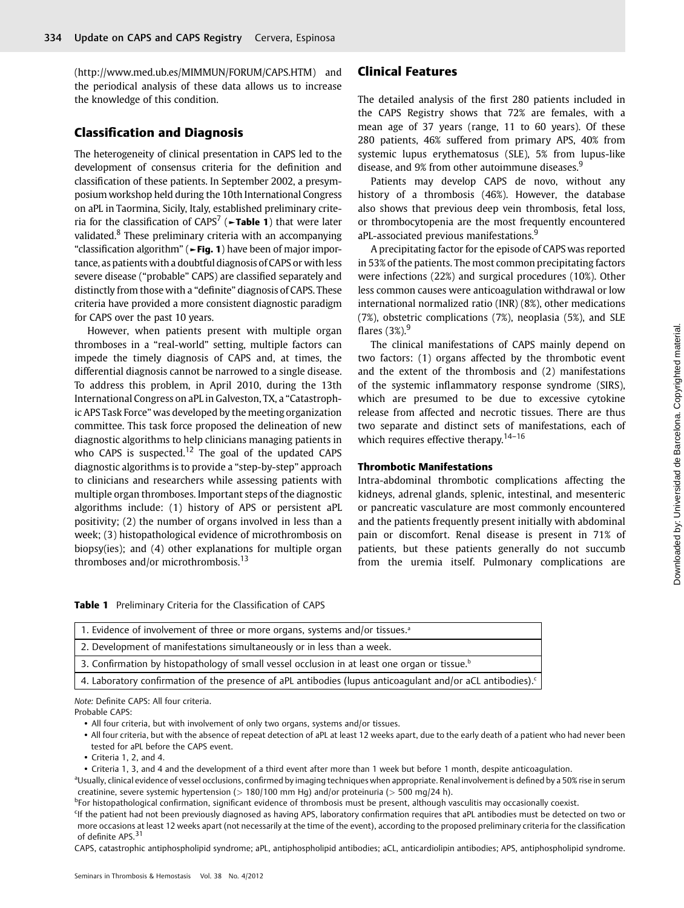(http://www.med.ub.es/MIMMUN/FORUM/CAPS.HTM) and the periodical analysis of these data allows us to increase the knowledge of this condition.

## Classification and Diagnosis

The heterogeneity of clinical presentation in CAPS led to the development of consensus criteria for the definition and classification of these patients. In September 2002, a presymposium workshop held during the 10th International Congress on aPL in Taormina, Sicily, Italy, established preliminary criteria for the classification of CAPS[7] (►Table 1) that were later validated.[8] These preliminary criteria with an accompanying "classification algorithm" (►Fig. 1) have been of major importance, as patients with a doubtful diagnosis of CAPS or with less severe disease ("probable" CAPS) are classified separately and distinctly from those with a "definite" diagnosis of CAPS. These criteria have provided a more consistent diagnostic paradigm for CAPS over the past 10 years.

However, when patients present with multiple organ thromboses in a "real-world" setting, multiple factors can impede the timely diagnosis of CAPS and, at times, the differential diagnosis cannot be narrowed to a single disease. To address this problem, in April 2010, during the 13th International Congress on aPL in Galveston, TX, a "Catastrophic APS Task Force" was developed by the meeting organization committee. This task force proposed the delineation of new diagnostic algorithms to help clinicians managing patients in who CAPS is suspected.[12] The goal of the updated CAPS diagnostic algorithms is to provide a "step-by-step" approach to clinicians and researchers while assessing patients with multiple organ thromboses. Important steps of the diagnostic algorithms include: (1) history of APS or persistent aPL positivity; (2) the number of organs involved in less than a week; (3) histopathological evidence of microthrombosis on biopsy(ies); and (4) other explanations for multiple organ thromboses and/or microthrombosis.[13]

## Clinical Features

The detailed analysis of the first 280 patients included in the CAPS Registry shows that 72% are females, with a mean age of 37 years (range, 11 to 60 years). Of these 280 patients, 46% suffered from primary APS, 40% from systemic lupus erythematosus (SLE), 5% from lupus-like disease, and 9% from other autoimmune diseases.[9]

Patients may develop CAPS de novo, without any history of a thrombosis (46%). However, the database also shows that previous deep vein thrombosis, fetal loss, or thrombocytopenia are the most frequently encountered aPL-associated previous manifestations.[9]

A precipitating factor for the episode of CAPS was reported in 53% of the patients. The most common precipitating factors were infections (22%) and surgical procedures (10%). Other less common causes were anticoagulation withdrawal or low international normalized ratio (INR) (8%), other medications (7%), obstetric complications (7%), neoplasia (5%), and SLE flares (3%).[9]

The clinical manifestations of CAPS mainly depend on two factors: (1) organs affected by the thrombotic event and the extent of the thrombosis and (2) manifestations of the systemic inflammatory response syndrome (SIRS), which are presumed to be due to excessive cytokine release from affected and necrotic tissues. There are thus two separate and distinct sets of manifestations, each of which requires effective therapy.[14–16]

### Thrombotic Manifestations

Intra-abdominal thrombotic complications affecting the kidneys, adrenal glands, splenic, intestinal, and mesenteric or pancreatic vasculature are most commonly encountered and the patients frequently present initially with abdominal pain or discomfort. Renal disease is present in 71% of patients, but these patients generally do not succumb from the uremia itself. Pulmonary complications are

**Table 1** Preliminary Criteria for the Classification of CAPS

| Criteria |
|---|
| 1. Evidence of involvement of three or more organs, systems and/or tissues.[a] |
| 2. Development of manifestations simultaneously or in less than a week. |
| 3. Confirmation by histopathology of small vessel occlusion in at least one organ or tissue.[b] |
| 4. Laboratory confirmation of the presence of aPL antibodies (lupus anticoagulant and/or aCL antibodies).[c] |

*Note:* Definite CAPS: All four criteria.

Probable CAPS:

- All four criteria, but with involvement of only two organs, systems and/or tissues.
- All four criteria, but with the absence of repeat detection of aPL at least 12 weeks apart, due to the early death of a patient who had never been tested for aPL before the CAPS event.
- Criteria 1, 2, and 4.
- Criteria 1, 3, and 4 and the development of a third event after more than 1 week but before 1 month, despite anticoagulation.

[a]Usually, clinical evidence of vessel occlusions, confirmed by imaging techniques when appropriate. Renal involvement is defined by a 50% rise in serum creatinine, severe systemic hypertension (> 180/100 mm Hg) and/or proteinuria (> 500 mg/24 h).

[b]For histopathological confirmation, significant evidence of thrombosis must be present, although vasculitis may occasionally coexist.

[c]If the patient had not been previously diagnosed as having APS, laboratory confirmation requires that aPL antibodies must be detected on two or more occasions at least 12 weeks apart (not necessarily at the time of the event), according to the proposed preliminary criteria for the classification of definite APS.[31]

CAPS, catastrophic antiphospholipid syndrome; aPL, antiphospholipid antibodies; aCL, anticardiolipin antibodies; APS, antiphospholipid syndrome.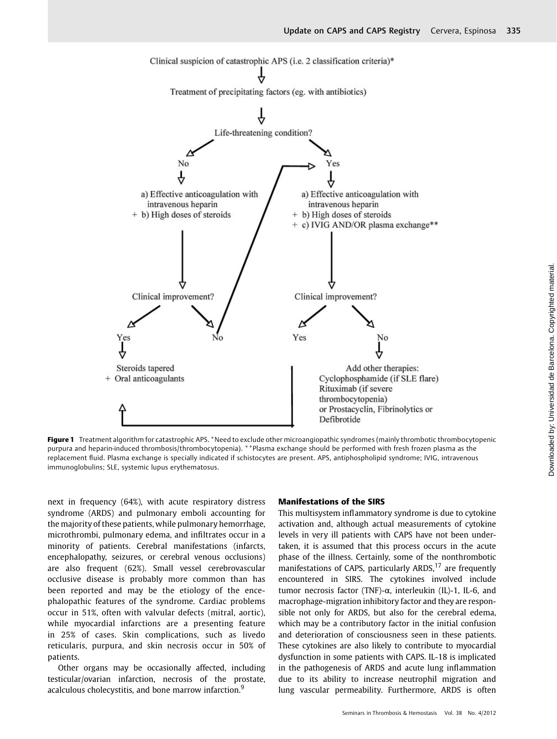Clinical suspicion of catastrophic APS (i.e. 2 classification criteria)*

↓

Treatment of precipitating factors (eg. with antibiotics)

↓

Life-threatening condition?

**No:**

a) Effective anticoagulation with intravenous heparin
+ b) High doses of steroids

↓

Clinical improvement?

- Yes → Steroids tapered + Oral anticoagulants
- No → go to "Yes" branch of Life-threatening condition

**Yes:**

a) Effective anticoagulation with intravenous heparin
+ b) High doses of steroids
+ c) IVIG AND/OR plasma exchange**

↓

Clinical improvement?

- Yes → Steroids tapered + Oral anticoagulants
- No → Add other therapies: Cyclophosphamide (if SLE flare) Rituximab (if severe thrombocytopenia) or Prostacyclin, Fibrinolytics or Defibrotide

**Figure 1** Treatment algorithm for catastrophic APS. *Need to exclude other microangiopathic syndromes (mainly thrombotic thrombocytopenic purpura and heparin-induced thrombosis/thrombocytopenia). **Plasma exchange should be performed with fresh frozen plasma as the replacement fluid. Plasma exchange is specially indicated if schistocytes are present. APS, antiphospholipid syndrome; IVIG, intravenous immunoglobulins; SLE, systemic lupus erythematosus.

next in frequency (64%), with acute respiratory distress syndrome (ARDS) and pulmonary emboli accounting for the majority of these patients, while pulmonary hemorrhage, microthrombi, pulmonary edema, and infiltrates occur in a minority of patients. Cerebral manifestations (infarcts, encephalopathy, seizures, or cerebral venous occlusions) are also frequent (62%). Small vessel cerebrovascular occlusive disease is probably more common than has been reported and may be the etiology of the encephalopathic features of the syndrome. Cardiac problems occur in 51%, often with valvular defects (mitral, aortic), while myocardial infarctions are a presenting feature in 25% of cases. Skin complications, such as livedo reticularis, purpura, and skin necrosis occur in 50% of patients.

Other organs may be occasionally affected, including testicular/ovarian infarction, necrosis of the prostate, acalculous cholecystitis, and bone marrow infarction.[9]

### Manifestations of the SIRS

This multisystem inflammatory syndrome is due to cytokine activation and, although actual measurements of cytokine levels in very ill patients with CAPS have not been undertaken, it is assumed that this process occurs in the acute phase of the illness. Certainly, some of the nonthrombotic manifestations of CAPS, particularly ARDS,[17] are frequently encountered in SIRS. The cytokines involved include tumor necrosis factor (TNF)-α, interleukin (IL)-1, IL-6, and macrophage-migration inhibitory factor and they are responsible not only for ARDS, but also for the cerebral edema, which may be a contributory factor in the initial confusion and deterioration of consciousness seen in these patients. These cytokines are also likely to contribute to myocardial dysfunction in some patients with CAPS. IL-18 is implicated in the pathogenesis of ARDS and acute lung inflammation due to its ability to increase neutrophil migration and lung vascular permeability. Furthermore, ARDS is often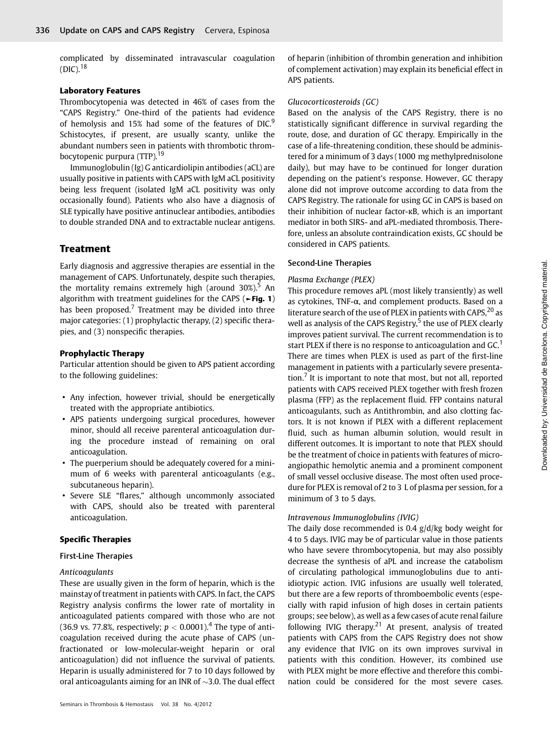complicated by disseminated intravascular coagulation (DIC).[18]

### Laboratory Features

Thrombocytopenia was detected in 46% of cases from the "CAPS Registry." One-third of the patients had evidence of hemolysis and 15% had some of the features of DIC.[9] Schistocytes, if present, are usually scanty, unlike the abundant numbers seen in patients with thrombotic thrombocytopenic purpura (TTP).[19]

Immunoglobulin (Ig) G anticardiolipin antibodies (aCL) are usually positive in patients with CAPS with IgM aCL positivity being less frequent (isolated IgM aCL positivity was only occasionally found). Patients who also have a diagnosis of SLE typically have positive antinuclear antibodies, antibodies to double stranded DNA and to extractable nuclear antigens.

## Treatment

Early diagnosis and aggressive therapies are essential in the management of CAPS. Unfortunately, despite such therapies, the mortality remains extremely high (around 30%).[5] An algorithm with treatment guidelines for the CAPS (►Fig. 1) has been proposed.[7] Treatment may be divided into three major categories: (1) prophylactic therapy, (2) specific therapies, and (3) nonspecific therapies.

### Prophylactic Therapy

Particular attention should be given to APS patient according to the following guidelines:

- Any infection, however trivial, should be energetically treated with the appropriate antibiotics.
- APS patients undergoing surgical procedures, however minor, should all receive parenteral anticoagulation during the procedure instead of remaining on oral anticoagulation.
- The puerperium should be adequately covered for a minimum of 6 weeks with parenteral anticoagulants (e.g., subcutaneous heparin).
- Severe SLE "flares," although uncommonly associated with CAPS, should also be treated with parenteral anticoagulation.

### Specific Therapies

#### First-Line Therapies

*Anticoagulants*

These are usually given in the form of heparin, which is the mainstay of treatment in patients with CAPS. In fact, the CAPS Registry analysis confirms the lower rate of mortality in anticoagulated patients compared with those who are not (36.9 vs. 77.8%, respectively; $p < 0.0001$).[4] The type of anticoagulation received during the acute phase of CAPS (unfractionated or low-molecular-weight heparin or oral anticoagulation) did not influence the survival of patients. Heparin is usually administered for 7 to 10 days followed by oral anticoagulants aiming for an INR of ~3.0. The dual effect of heparin (inhibition of thrombin generation and inhibition of complement activation) may explain its beneficial effect in APS patients.

*Glucocorticosteroids (GC)*

Based on the analysis of the CAPS Registry, there is no statistically significant difference in survival regarding the route, dose, and duration of GC therapy. Empirically in the case of a life-threatening condition, these should be administered for a minimum of 3 days (1000 mg methylprednisolone daily), but may have to be continued for longer duration depending on the patient's response. However, GC therapy alone did not improve outcome according to data from the CAPS Registry. The rationale for using GC in CAPS is based on their inhibition of nuclear factor-κB, which is an important mediator in both SIRS- and aPL-mediated thrombosis. Therefore, unless an absolute contraindication exists, GC should be considered in CAPS patients.

#### Second-Line Therapies

*Plasma Exchange (PLEX)*

This procedure removes aPL (most likely transiently) as well as cytokines, TNF-α, and complement products. Based on a literature search of the use of PLEX in patients with CAPS,[20] as well as analysis of the CAPS Registry,[5] the use of PLEX clearly improves patient survival. The current recommendation is to start PLEX if there is no response to anticoagulation and GC.[1] There are times when PLEX is used as part of the first-line management in patients with a particularly severe presentation.[7] It is important to note that most, but not all, reported patients with CAPS received PLEX together with fresh frozen plasma (FFP) as the replacement fluid. FFP contains natural anticoagulants, such as Antithrombin, and also clotting factors. It is not known if PLEX with a different replacement fluid, such as human albumin solution, would result in different outcomes. It is important to note that PLEX should be the treatment of choice in patients with features of microangiopathic hemolytic anemia and a prominent component of small vessel occlusive disease. The most often used procedure for PLEX is removal of 2 to 3 L of plasma per session, for a minimum of 3 to 5 days.

*Intravenous Immunoglobulins (IVIG)*

The daily dose recommended is 0.4 g/d/kg body weight for 4 to 5 days. IVIG may be of particular value in those patients who have severe thrombocytopenia, but may also possibly decrease the synthesis of aPL and increase the catabolism of circulating pathological immunoglobulins due to anti-idiotypic action. IVIG infusions are usually well tolerated, but there are a few reports of thromboembolic events (especially with rapid infusion of high doses in certain patients groups; see below), as well as a few cases of acute renal failure following IVIG therapy.[21] At present, analysis of treated patients with CAPS from the CAPS Registry does not show any evidence that IVIG on its own improves survival in patients with this condition. However, its combined use with PLEX might be more effective and therefore this combination could be considered for the most severe cases.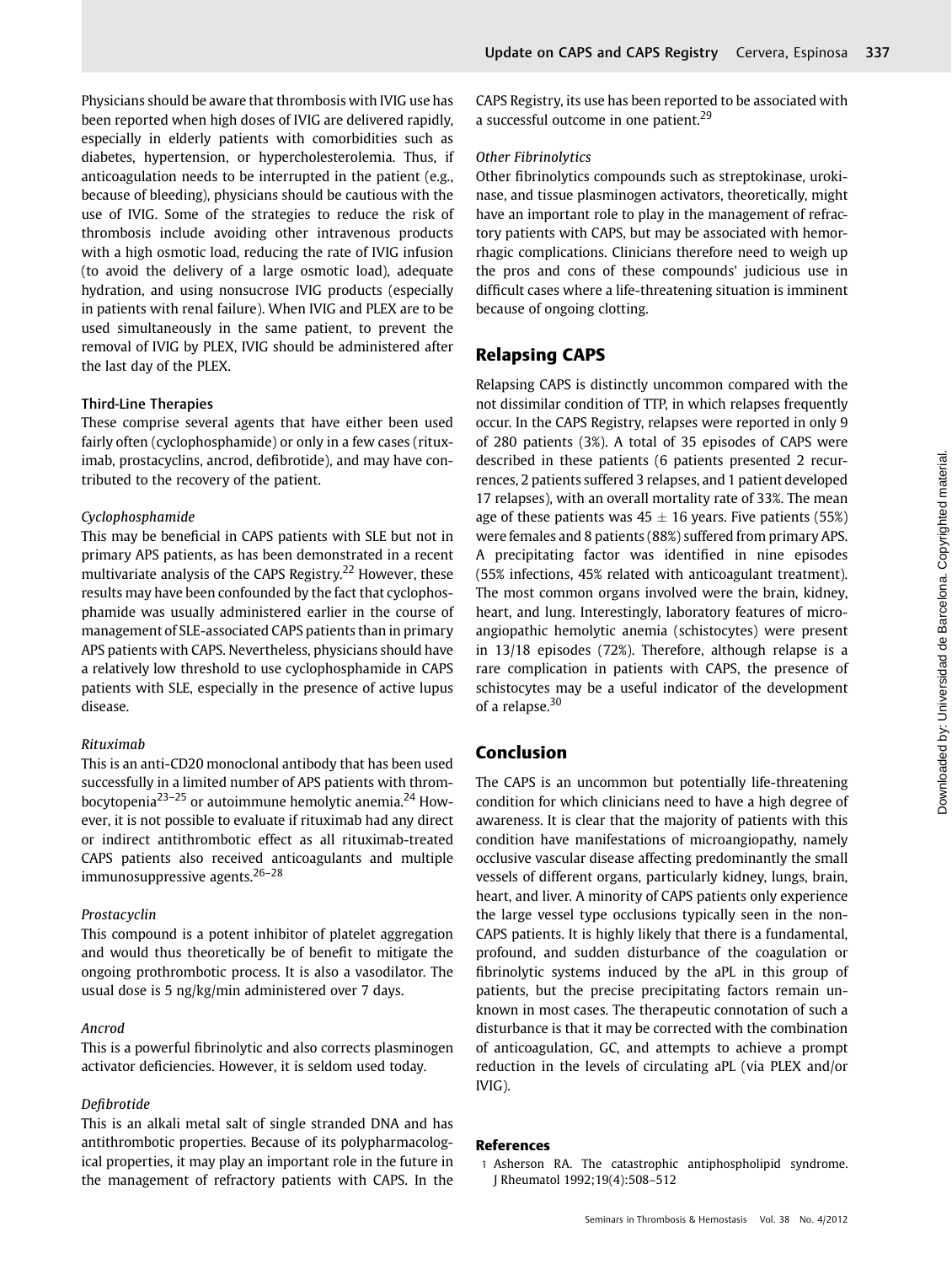Physicians should be aware that thrombosis with IVIG use has been reported when high doses of IVIG are delivered rapidly, especially in elderly patients with comorbidities such as diabetes, hypertension, or hypercholesterolemia. Thus, if anticoagulation needs to be interrupted in the patient (e.g., because of bleeding), physicians should be cautious with the use of IVIG. Some of the strategies to reduce the risk of thrombosis include avoiding other intravenous products with a high osmotic load, reducing the rate of IVIG infusion (to avoid the delivery of a large osmotic load), adequate hydration, and using nonsucrose IVIG products (especially in patients with renal failure). When IVIG and PLEX are to be used simultaneously in the same patient, to prevent the removal of IVIG by PLEX, IVIG should be administered after the last day of the PLEX.

### Third-Line Therapies

These comprise several agents that have either been used fairly often (cyclophosphamide) or only in a few cases (rituximab, prostacyclins, ancrod, defibrotide), and may have contributed to the recovery of the patient.

#### *Cyclophosphamide*

This may be beneficial in CAPS patients with SLE but not in primary APS patients, as has been demonstrated in a recent multivariate analysis of the CAPS Registry.[22] However, these results may have been confounded by the fact that cyclophosphamide was usually administered earlier in the course of management of SLE-associated CAPS patients than in primary APS patients with CAPS. Nevertheless, physicians should have a relatively low threshold to use cyclophosphamide in CAPS patients with SLE, especially in the presence of active lupus disease.

#### *Rituximab*

This is an anti-CD20 monoclonal antibody that has been used successfully in a limited number of APS patients with thrombocytopenia[23–25] or autoimmune hemolytic anemia.[24] However, it is not possible to evaluate if rituximab had any direct or indirect antithrombotic effect as all rituximab-treated CAPS patients also received anticoagulants and multiple immunosuppressive agents.[26–28]

#### *Prostacyclin*

This compound is a potent inhibitor of platelet aggregation and would thus theoretically be of benefit to mitigate the ongoing prothrombotic process. It is also a vasodilator. The usual dose is 5 ng/kg/min administered over 7 days.

#### *Ancrod*

This is a powerful fibrinolytic and also corrects plasminogen activator deficiencies. However, it is seldom used today.

#### *Defibrotide*

This is an alkali metal salt of single stranded DNA and has antithrombotic properties. Because of its polypharmacological properties, it may play an important role in the future in the management of refractory patients with CAPS. In the CAPS Registry, its use has been reported to be associated with a successful outcome in one patient.[29]

#### *Other Fibrinolytics*

Other fibrinolytics compounds such as streptokinase, urokinase, and tissue plasminogen activators, theoretically, might have an important role to play in the management of refractory patients with CAPS, but may be associated with hemorrhagic complications. Clinicians therefore need to weigh up the pros and cons of these compounds' judicious use in difficult cases where a life-threatening situation is imminent because of ongoing clotting.

## Relapsing CAPS

Relapsing CAPS is distinctly uncommon compared with the not dissimilar condition of TTP, in which relapses frequently occur. In the CAPS Registry, relapses were reported in only 9 of 280 patients (3%). A total of 35 episodes of CAPS were described in these patients (6 patients presented 2 recurrences, 2 patients suffered 3 relapses, and 1 patient developed 17 relapses), with an overall mortality rate of 33%. The mean age of these patients was 45 ± 16 years. Five patients (55%) were females and 8 patients (88%) suffered from primary APS. A precipitating factor was identified in nine episodes (55% infections, 45% related with anticoagulant treatment). The most common organs involved were the brain, kidney, heart, and lung. Interestingly, laboratory features of microangiopathic hemolytic anemia (schistocytes) were present in 13/18 episodes (72%). Therefore, although relapse is a rare complication in patients with CAPS, the presence of schistocytes may be a useful indicator of the development of a relapse.[30]

## Conclusion

The CAPS is an uncommon but potentially life-threatening condition for which clinicians need to have a high degree of awareness. It is clear that the majority of patients with this condition have manifestations of microangiopathy, namely occlusive vascular disease affecting predominantly the small vessels of different organs, particularly kidney, lungs, brain, heart, and liver. A minority of CAPS patients only experience the large vessel type occlusions typically seen in the non-CAPS patients. It is highly likely that there is a fundamental, profound, and sudden disturbance of the coagulation or fibrinolytic systems induced by the aPL in this group of patients, but the precise precipitating factors remain unknown in most cases. The therapeutic connotation of such a disturbance is that it may be corrected with the combination of anticoagulation, GC, and attempts to achieve a prompt reduction in the levels of circulating aPL (via PLEX and/or IVIG).

## References

1 Asherson RA. The catastrophic antiphospholipid syndrome. J Rheumatol 1992;19(4):508–512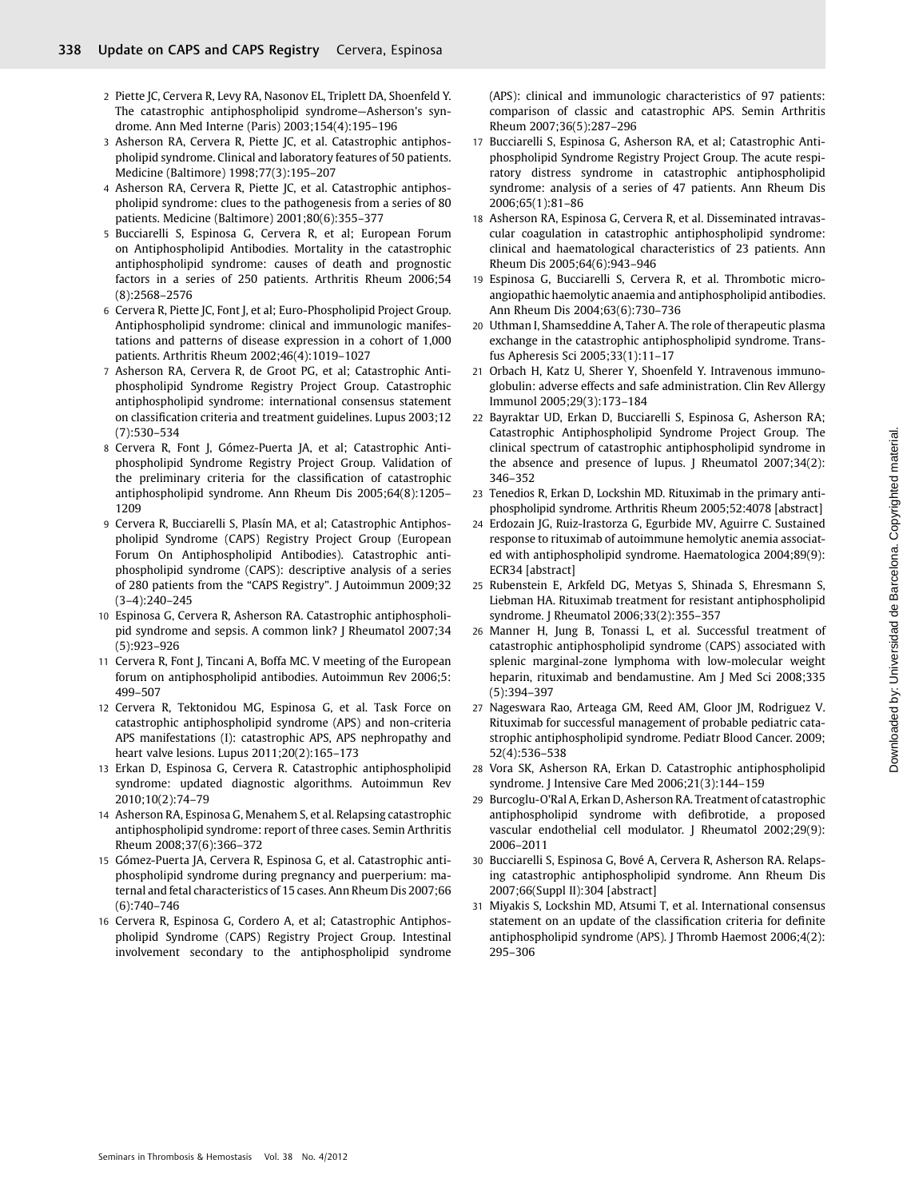2 Piette JC, Cervera R, Levy RA, Nasonov EL, Triplett DA, Shoenfeld Y. The catastrophic antiphospholipid syndrome—Asherson's syndrome. Ann Med Interne (Paris) 2003;154(4):195–196

3 Asherson RA, Cervera R, Piette JC, et al. Catastrophic antiphospholipid syndrome. Clinical and laboratory features of 50 patients. Medicine (Baltimore) 1998;77(3):195–207

4 Asherson RA, Cervera R, Piette JC, et al. Catastrophic antiphospholipid syndrome: clues to the pathogenesis from a series of 80 patients. Medicine (Baltimore) 2001;80(6):355–377

5 Bucciarelli S, Espinosa G, Cervera R, et al; European Forum on Antiphospholipid Antibodies. Mortality in the catastrophic antiphospholipid syndrome: causes of death and prognostic factors in a series of 250 patients. Arthritis Rheum 2006;54(8):2568–2576

6 Cervera R, Piette JC, Font J, et al; Euro-Phospholipid Project Group. Antiphospholipid syndrome: clinical and immunologic manifestations and patterns of disease expression in a cohort of 1,000 patients. Arthritis Rheum 2002;46(4):1019–1027

7 Asherson RA, Cervera R, de Groot PG, et al; Catastrophic Antiphospholipid Syndrome Registry Project Group. Catastrophic antiphospholipid syndrome: international consensus statement on classification criteria and treatment guidelines. Lupus 2003;12(7):530–534

8 Cervera R, Font J, Gómez-Puerta JA, et al; Catastrophic Antiphospholipid Syndrome Registry Project Group. Validation of the preliminary criteria for the classification of catastrophic antiphospholipid syndrome. Ann Rheum Dis 2005;64(8):1205–1209

9 Cervera R, Bucciarelli S, Plasín MA, et al; Catastrophic Antiphospholipid Syndrome (CAPS) Registry Project Group (European Forum On Antiphospholipid Antibodies). Catastrophic antiphospholipid syndrome (CAPS): descriptive analysis of a series of 280 patients from the "CAPS Registry". J Autoimmun 2009;32(3–4):240–245

10 Espinosa G, Cervera R, Asherson RA. Catastrophic antiphospholipid syndrome and sepsis. A common link? J Rheumatol 2007;34(5):923–926

11 Cervera R, Font J, Tincani A, Boffa MC. V meeting of the European forum on antiphospholipid antibodies. Autoimmun Rev 2006;5:499–507

12 Cervera R, Tektonidou MG, Espinosa G, et al. Task Force on catastrophic antiphospholipid syndrome (APS) and non-criteria APS manifestations (I): catastrophic APS, APS nephropathy and heart valve lesions. Lupus 2011;20(2):165–173

13 Erkan D, Espinosa G, Cervera R. Catastrophic antiphospholipid syndrome: updated diagnostic algorithms. Autoimmun Rev 2010;10(2):74–79

14 Asherson RA, Espinosa G, Menahem S, et al. Relapsing catastrophic antiphospholipid syndrome: report of three cases. Semin Arthritis Rheum 2008;37(6):366–372

15 Gómez-Puerta JA, Cervera R, Espinosa G, et al. Catastrophic antiphospholipid syndrome during pregnancy and puerperium: maternal and fetal characteristics of 15 cases. Ann Rheum Dis 2007;66(6):740–746

16 Cervera R, Espinosa G, Cordero A, et al; Catastrophic Antiphospholipid Syndrome (CAPS) Registry Project Group. Intestinal involvement secondary to the antiphospholipid syndrome (APS): clinical and immunologic characteristics of 97 patients: comparison of classic and catastrophic APS. Semin Arthritis Rheum 2007;36(5):287–296

17 Bucciarelli S, Espinosa G, Asherson RA, et al; Catastrophic Antiphospholipid Syndrome Registry Project Group. The acute respiratory distress syndrome in catastrophic antiphospholipid syndrome: analysis of a series of 47 patients. Ann Rheum Dis 2006;65(1):81–86

18 Asherson RA, Espinosa G, Cervera R, et al. Disseminated intravascular coagulation in catastrophic antiphospholipid syndrome: clinical and haematological characteristics of 23 patients. Ann Rheum Dis 2005;64(6):943–946

19 Espinosa G, Bucciarelli S, Cervera R, et al. Thrombotic microangiopathic haemolytic anaemia and antiphospholipid antibodies. Ann Rheum Dis 2004;63(6):730–736

20 Uthman I, Shamseddine A, Taher A. The role of therapeutic plasma exchange in the catastrophic antiphospholipid syndrome. Transfus Apheresis Sci 2005;33(1):11–17

21 Orbach H, Katz U, Sherer Y, Shoenfeld Y. Intravenous immunoglobulin: adverse effects and safe administration. Clin Rev Allergy Immunol 2005;29(3):173–184

22 Bayraktar UD, Erkan D, Bucciarelli S, Espinosa G, Asherson RA; Catastrophic Antiphospholipid Syndrome Project Group. The clinical spectrum of catastrophic antiphospholipid syndrome in the absence and presence of lupus. J Rheumatol 2007;34(2):346–352

23 Tenedios R, Erkan D, Lockshin MD. Rituximab in the primary antiphospholipid syndrome. Arthritis Rheum 2005;52:4078 [abstract]

24 Erdozain JG, Ruiz-Irastorza G, Egurbide MV, Aguirre C. Sustained response to rituximab of autoimmune hemolytic anemia associated with antiphospholipid syndrome. Haematologica 2004;89(9):ECR34 [abstract]

25 Rubenstein E, Arkfeld DG, Metyas S, Shinada S, Ehresmann S, Liebman HA. Rituximab treatment for resistant antiphospholipid syndrome. J Rheumatol 2006;33(2):355–357

26 Manner H, Jung B, Tonassi L, et al. Successful treatment of catastrophic antiphospholipid syndrome (CAPS) associated with splenic marginal-zone lymphoma with low-molecular weight heparin, rituximab and bendamustine. Am J Med Sci 2008;335(5):394–397

27 Nageswara Rao, Arteaga GM, Reed AM, Gloor JM, Rodriguez V. Rituximab for successful management of probable pediatric catastrophic antiphospholipid syndrome. Pediatr Blood Cancer. 2009;52(4):536–538

28 Vora SK, Asherson RA, Erkan D. Catastrophic antiphospholipid syndrome. J Intensive Care Med 2006;21(3):144–159

29 Burcoglu-O'Ral A, Erkan D, Asherson RA. Treatment of catastrophic antiphospholipid syndrome with defibrotide, a proposed vascular endothelial cell modulator. J Rheumatol 2002;29(9):2006–2011

30 Bucciarelli S, Espinosa G, Bové A, Cervera R, Asherson RA. Relapsing catastrophic antiphospholipid syndrome. Ann Rheum Dis 2007;66(Suppl II):304 [abstract]

31 Miyakis S, Lockshin MD, Atsumi T, et al. International consensus statement on an update of the classification criteria for definite antiphospholipid syndrome (APS). J Thromb Haemost 2006;4(2):295–306